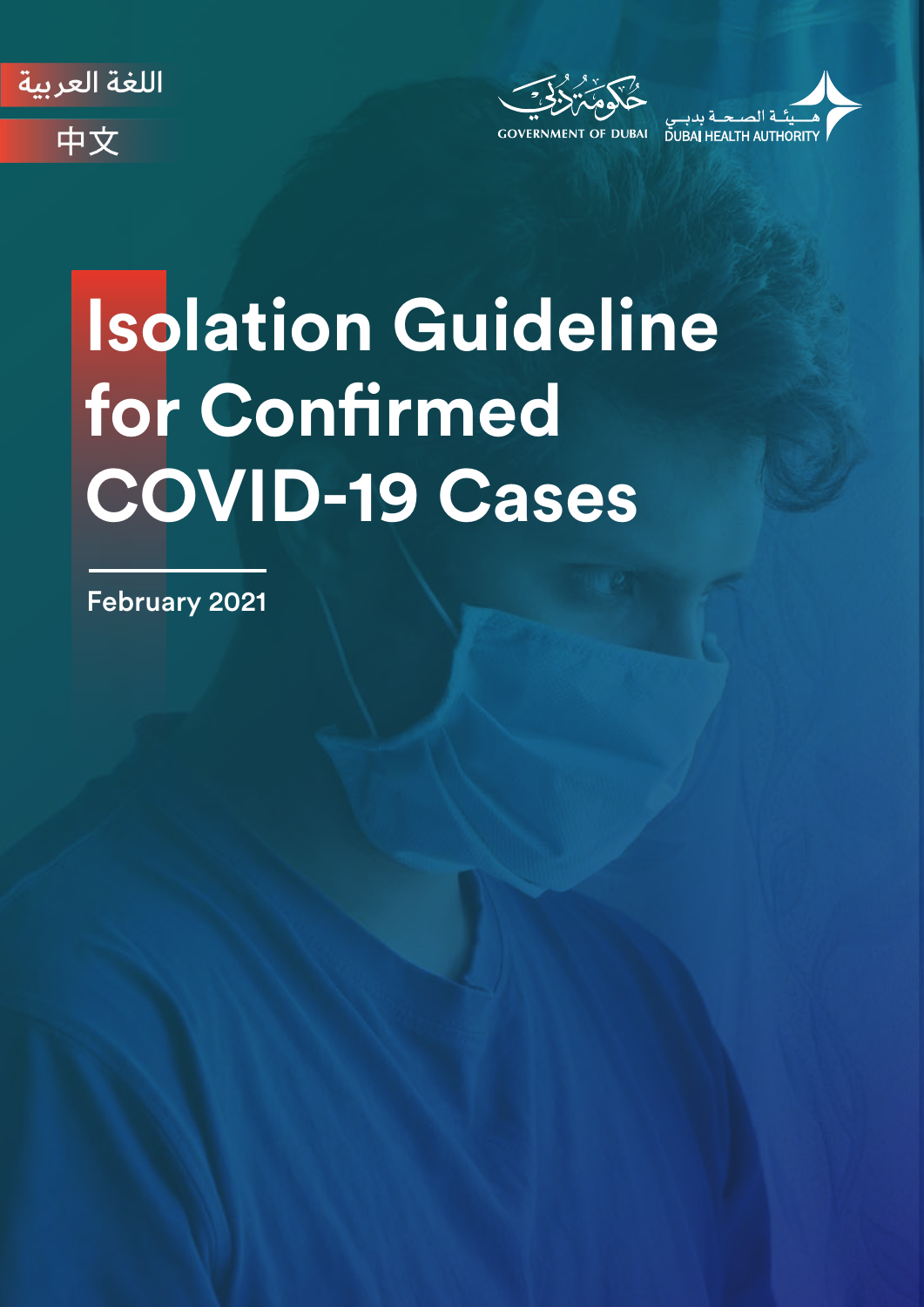اللغة العربية

中文

GOVERNMENT OF DUBAI

هيئة الصحة بدبي
DUBAI HEALTH AUTHORITY

# Isolation Guideline for Confirmed COVID-19 Cases

February 2021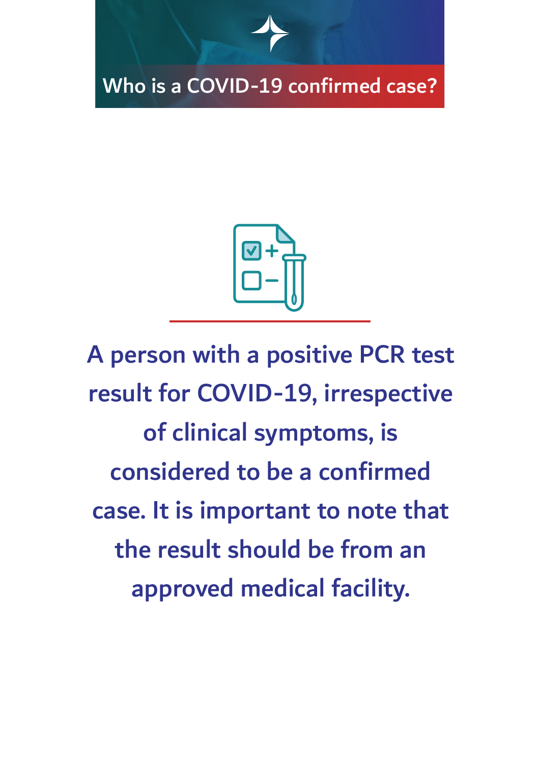# Who is a COVID-19 confirmed case?

**A person with a positive PCR test result for COVID-19, irrespective of clinical symptoms, is considered to be a confirmed case. It is important to note that the result should be from an approved medical facility.**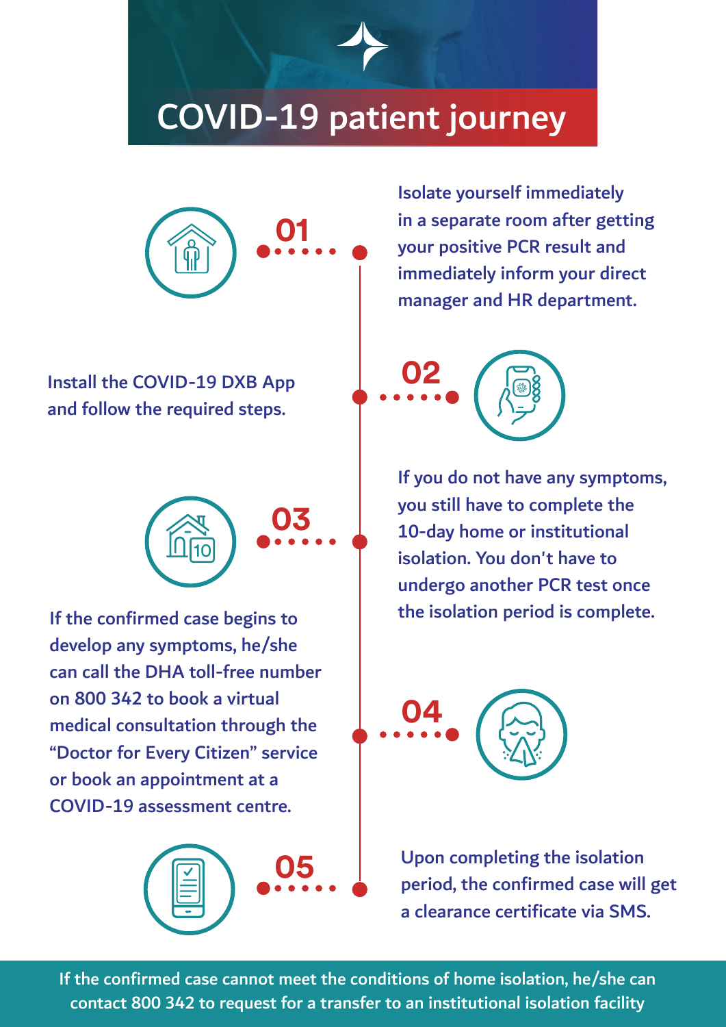# COVID-19 patient journey

**01**

Isolate yourself immediately in a separate room after getting your positive PCR result and immediately inform your direct manager and HR department.

**02**

Install the COVID-19 DXB App and follow the required steps.

**03**

If you do not have any symptoms, you still have to complete the 10-day home or institutional isolation. You don't have to undergo another PCR test once the isolation period is complete.

**04**

If the confirmed case begins to develop any symptoms, he/she can call the DHA toll-free number on 800 342 to book a virtual medical consultation through the "Doctor for Every Citizen" service or book an appointment at a COVID-19 assessment centre.

**05**

Upon completing the isolation period, the confirmed case will get a clearance certificate via SMS.

If the confirmed case cannot meet the conditions of home isolation, he/she can contact 800 342 to request for a transfer to an institutional isolation facility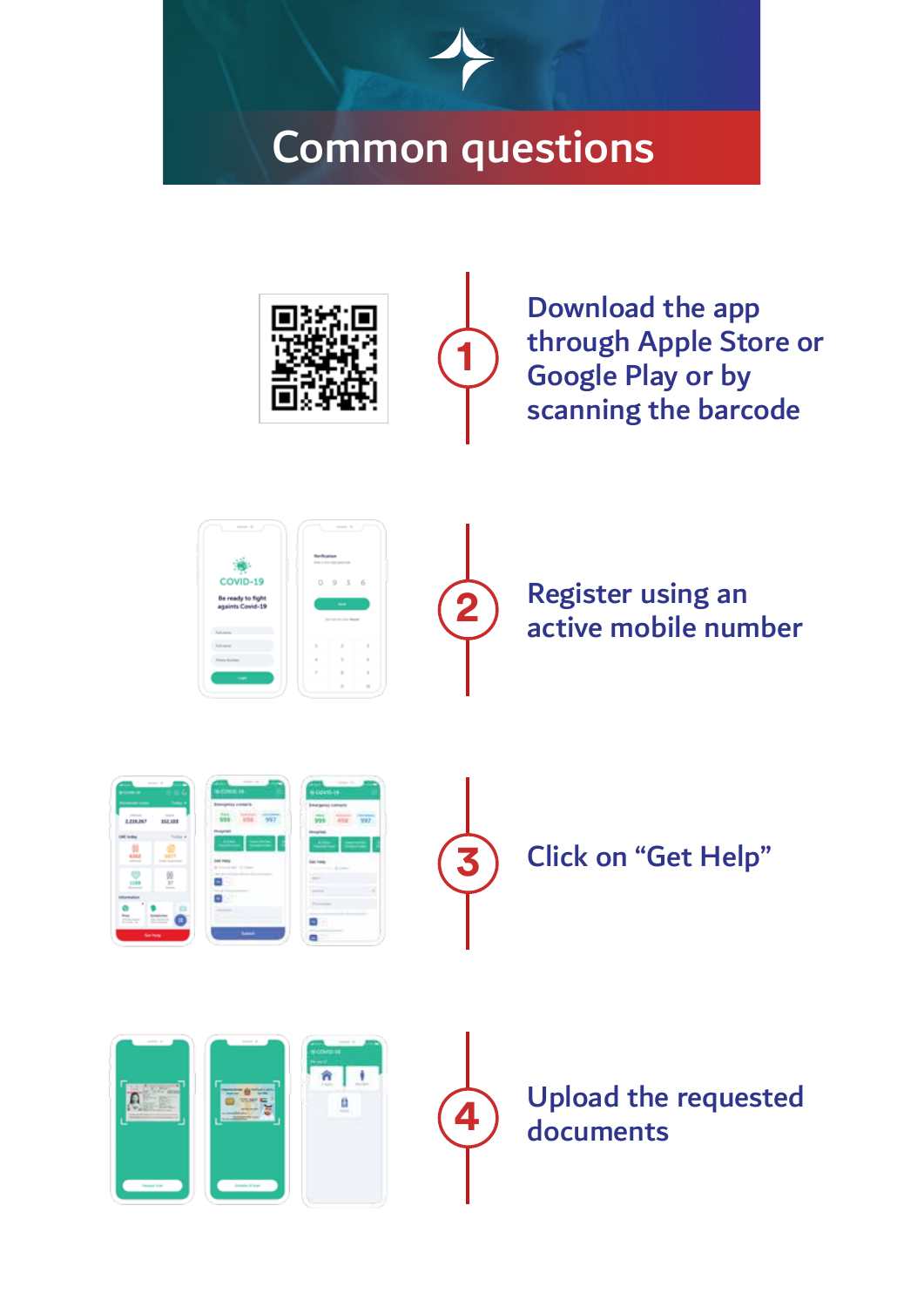# Common questions

1. Download the app through Apple Store or Google Play or by scanning the barcode

2. Register using an active mobile number

3. Click on “Get Help”

4. Upload the requested documents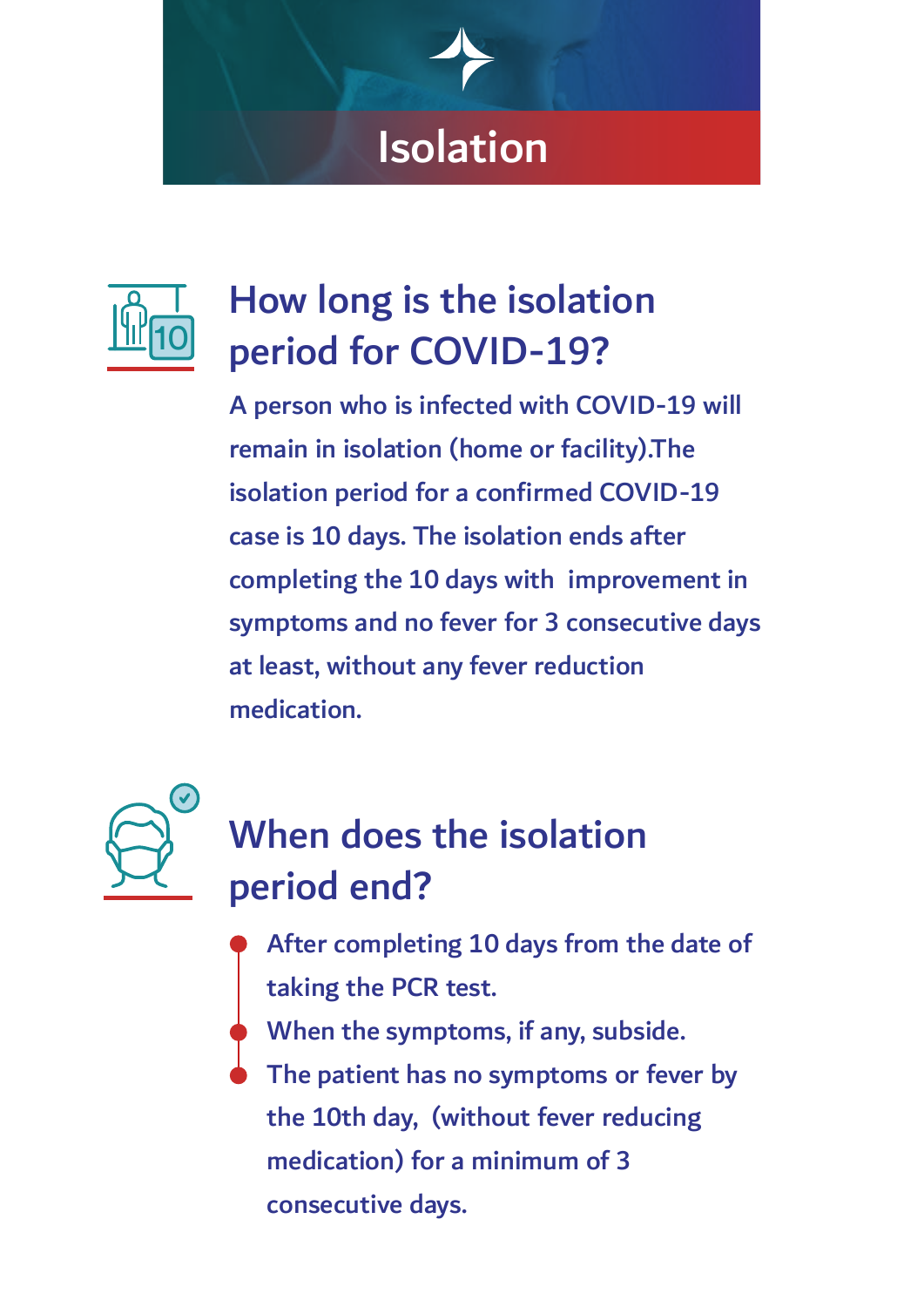# Isolation

## How long is the isolation period for COVID-19?

A person who is infected with COVID-19 will remain in isolation (home or facility).The isolation period for a confirmed COVID-19 case is 10 days. The isolation ends after completing the 10 days with improvement in symptoms and no fever for 3 consecutive days at least, without any fever reduction medication.

## When does the isolation period end?

- After completing 10 days from the date of taking the PCR test.
- When the symptoms, if any, subside.
- The patient has no symptoms or fever by the 10th day, (without fever reducing medication) for a minimum of 3 consecutive days.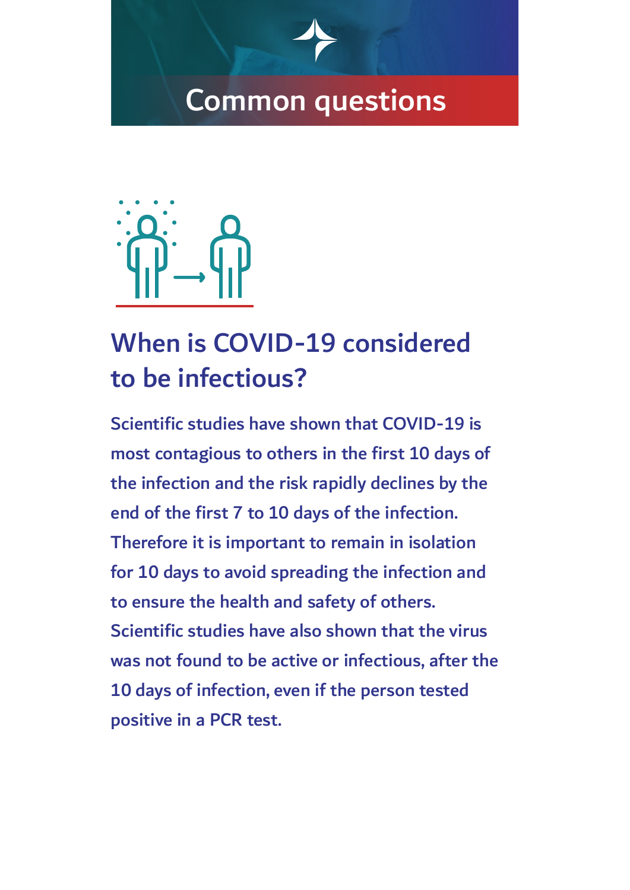# Common questions

## When is COVID-19 considered to be infectious?

**Scientific studies have shown that COVID-19 is most contagious to others in the first 10 days of the infection and the risk rapidly declines by the end of the first 7 to 10 days of the infection. Therefore it is important to remain in isolation for 10 days to avoid spreading the infection and to ensure the health and safety of others. Scientific studies have also shown that the virus was not found to be active or infectious, after the 10 days of infection, even if the person tested positive in a PCR test.**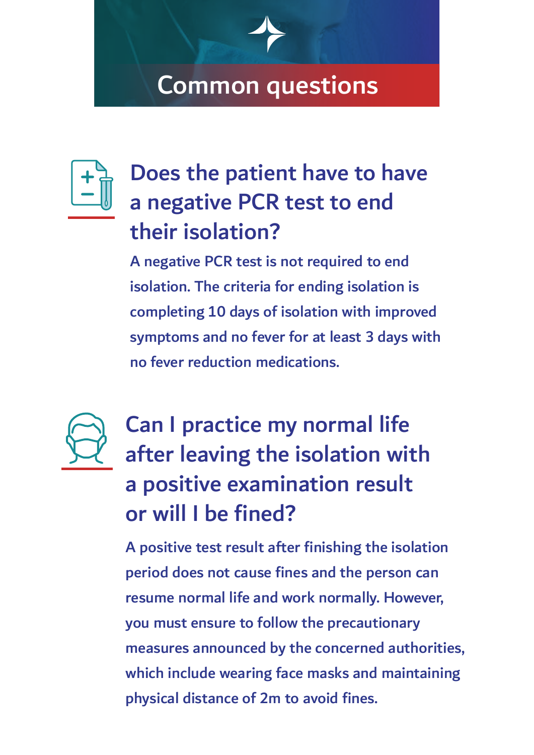# Common questions

## Does the patient have to have a negative PCR test to end their isolation?

A negative PCR test is not required to end isolation. The criteria for ending isolation is completing 10 days of isolation with improved symptoms and no fever for at least 3 days with no fever reduction medications.

## Can I practice my normal life after leaving the isolation with a positive examination result or will I be fined?

A positive test result after finishing the isolation period does not cause fines and the person can resume normal life and work normally. However, you must ensure to follow the precautionary measures announced by the concerned authorities, which include wearing face masks and maintaining physical distance of 2m to avoid fines.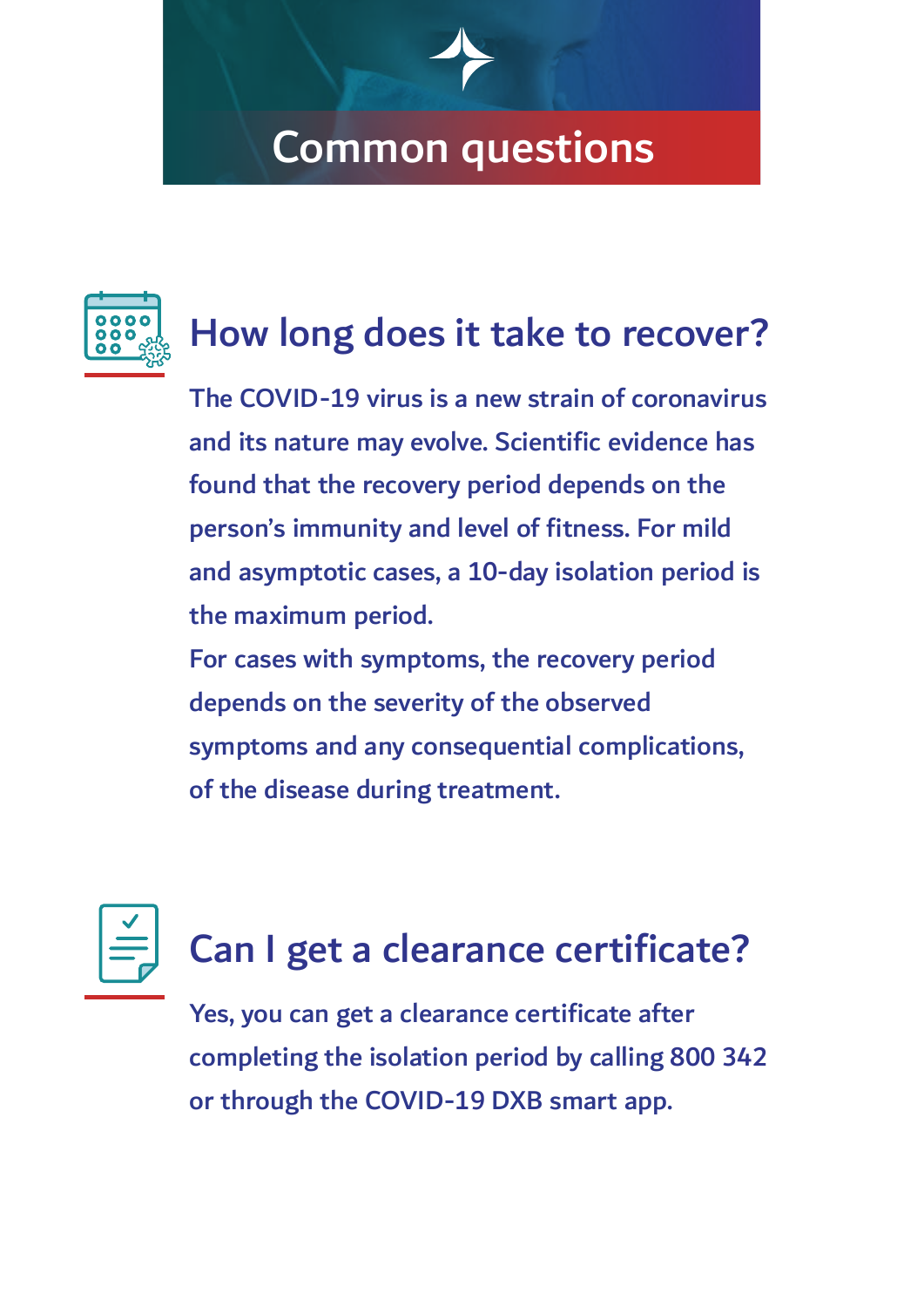# Common questions

## How long does it take to recover?

The COVID-19 virus is a new strain of coronavirus and its nature may evolve. Scientific evidence has found that the recovery period depends on the person's immunity and level of fitness. For mild and asymptotic cases, a 10-day isolation period is the maximum period.

For cases with symptoms, the recovery period depends on the severity of the observed symptoms and any consequential complications, of the disease during treatment.

## Can I get a clearance certificate?

Yes, you can get a clearance certificate after completing the isolation period by calling 800 342 or through the COVID-19 DXB smart app.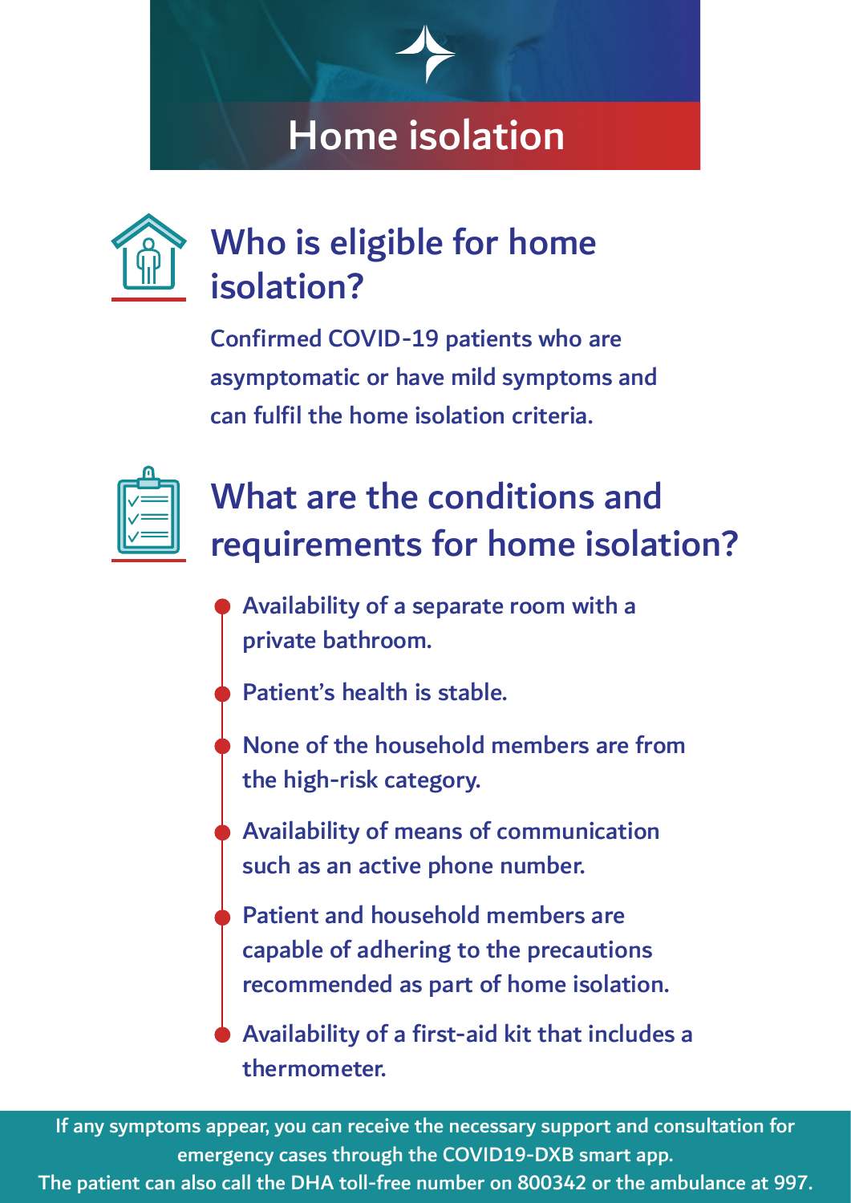# Home isolation

## Who is eligible for home isolation?

Confirmed COVID-19 patients who are asymptomatic or have mild symptoms and can fulfil the home isolation criteria.

## What are the conditions and requirements for home isolation?

- Availability of a separate room with a private bathroom.
- Patient's health is stable.
- None of the household members are from the high-risk category.
- Availability of means of communication such as an active phone number.
- Patient and household members are capable of adhering to the precautions recommended as part of home isolation.
- Availability of a first-aid kit that includes a thermometer.

If any symptoms appear, you can receive the necessary support and consultation for emergency cases through the COVID19-DXB smart app.
The patient can also call the DHA toll-free number on 800342 or the ambulance at 997.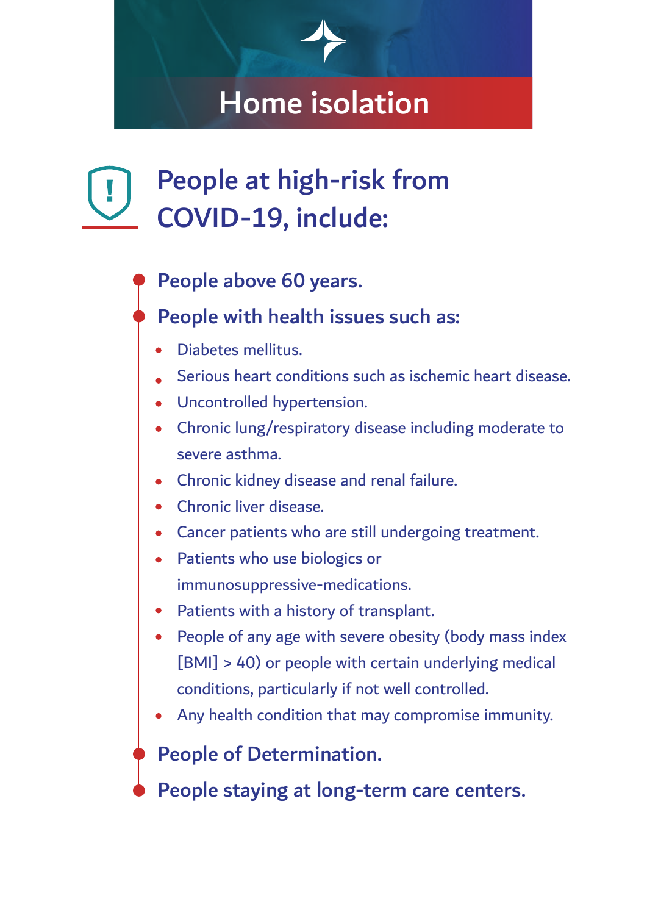# Home isolation

## People at high-risk from COVID-19, include:

- **People above 60 years.**
- **People with health issues such as:**
  - Diabetes mellitus.
  - Serious heart conditions such as ischemic heart disease.
  - Uncontrolled hypertension.
  - Chronic lung/respiratory disease including moderate to severe asthma.
  - Chronic kidney disease and renal failure.
  - Chronic liver disease.
  - Cancer patients who are still undergoing treatment.
  - Patients who use biologics or immunosuppressive-medications.
  - Patients with a history of transplant.
  - People of any age with severe obesity (body mass index [BMI] > 40) or people with certain underlying medical conditions, particularly if not well controlled.
  - Any health condition that may compromise immunity.
- **People of Determination.**
- **People staying at long-term care centers.**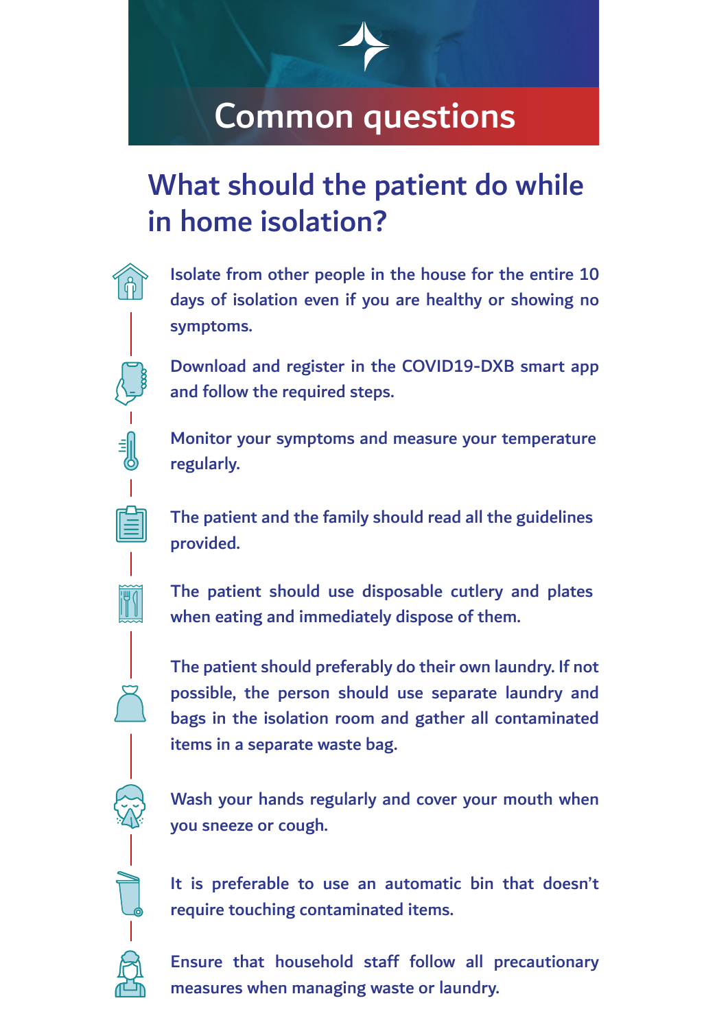# Common questions

## What should the patient do while in home isolation?

- Isolate from other people in the house for the entire 10 days of isolation even if you are healthy or showing no symptoms.
- Download and register in the COVID19-DXB smart app and follow the required steps.
- Monitor your symptoms and measure your temperature regularly.
- The patient and the family should read all the guidelines provided.
- The patient should use disposable cutlery and plates when eating and immediately dispose of them.
- The patient should preferably do their own laundry. If not possible, the person should use separate laundry and bags in the isolation room and gather all contaminated items in a separate waste bag.
- Wash your hands regularly and cover your mouth when you sneeze or cough.
- It is preferable to use an automatic bin that doesn't require touching contaminated items.
- Ensure that household staff follow all precautionary measures when managing waste or laundry.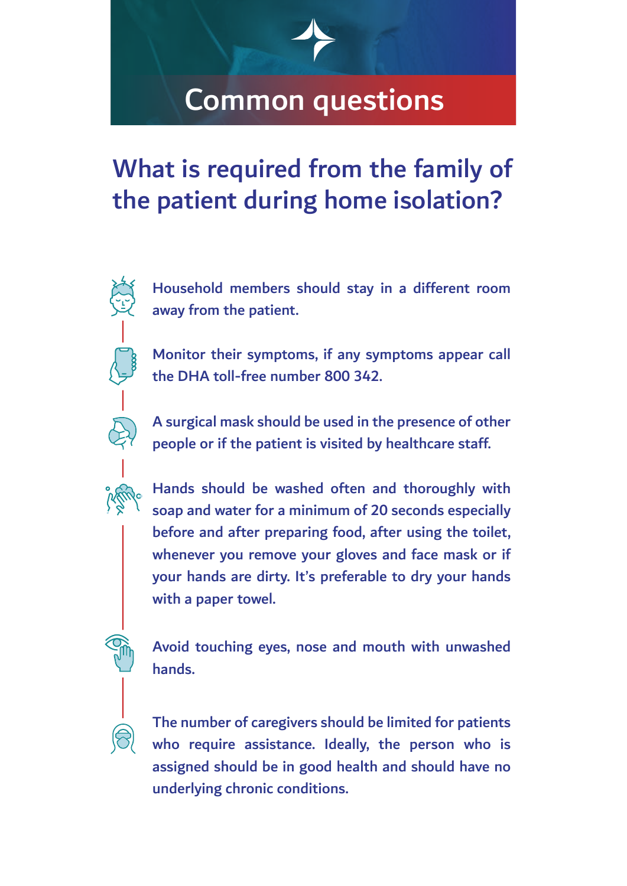# Common questions

## What is required from the family of the patient during home isolation?

- Household members should stay in a different room away from the patient.
- Monitor their symptoms, if any symptoms appear call the DHA toll-free number 800 342.
- A surgical mask should be used in the presence of other people or if the patient is visited by healthcare staff.
- Hands should be washed often and thoroughly with soap and water for a minimum of 20 seconds especially before and after preparing food, after using the toilet, whenever you remove your gloves and face mask or if your hands are dirty. It's preferable to dry your hands with a paper towel.
- Avoid touching eyes, nose and mouth with unwashed hands.
- The number of caregivers should be limited for patients who require assistance. Ideally, the person who is assigned should be in good health and should have no underlying chronic conditions.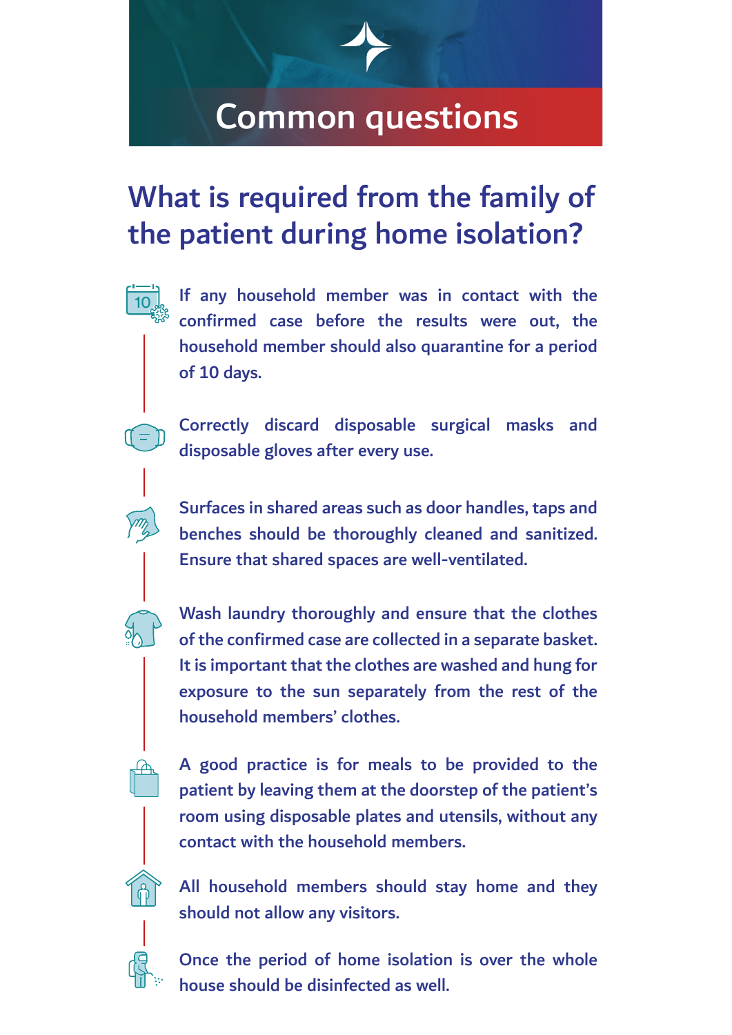# Common questions

## What is required from the family of the patient during home isolation?

- If any household member was in contact with the confirmed case before the results were out, the household member should also quarantine for a period of 10 days.
- Correctly discard disposable surgical masks and disposable gloves after every use.
- Surfaces in shared areas such as door handles, taps and benches should be thoroughly cleaned and sanitized. Ensure that shared spaces are well-ventilated.
- Wash laundry thoroughly and ensure that the clothes of the confirmed case are collected in a separate basket. It is important that the clothes are washed and hung for exposure to the sun separately from the rest of the household members' clothes.
- A good practice is for meals to be provided to the patient by leaving them at the doorstep of the patient's room using disposable plates and utensils, without any contact with the household members.
- All household members should stay home and they should not allow any visitors.
- Once the period of home isolation is over the whole house should be disinfected as well.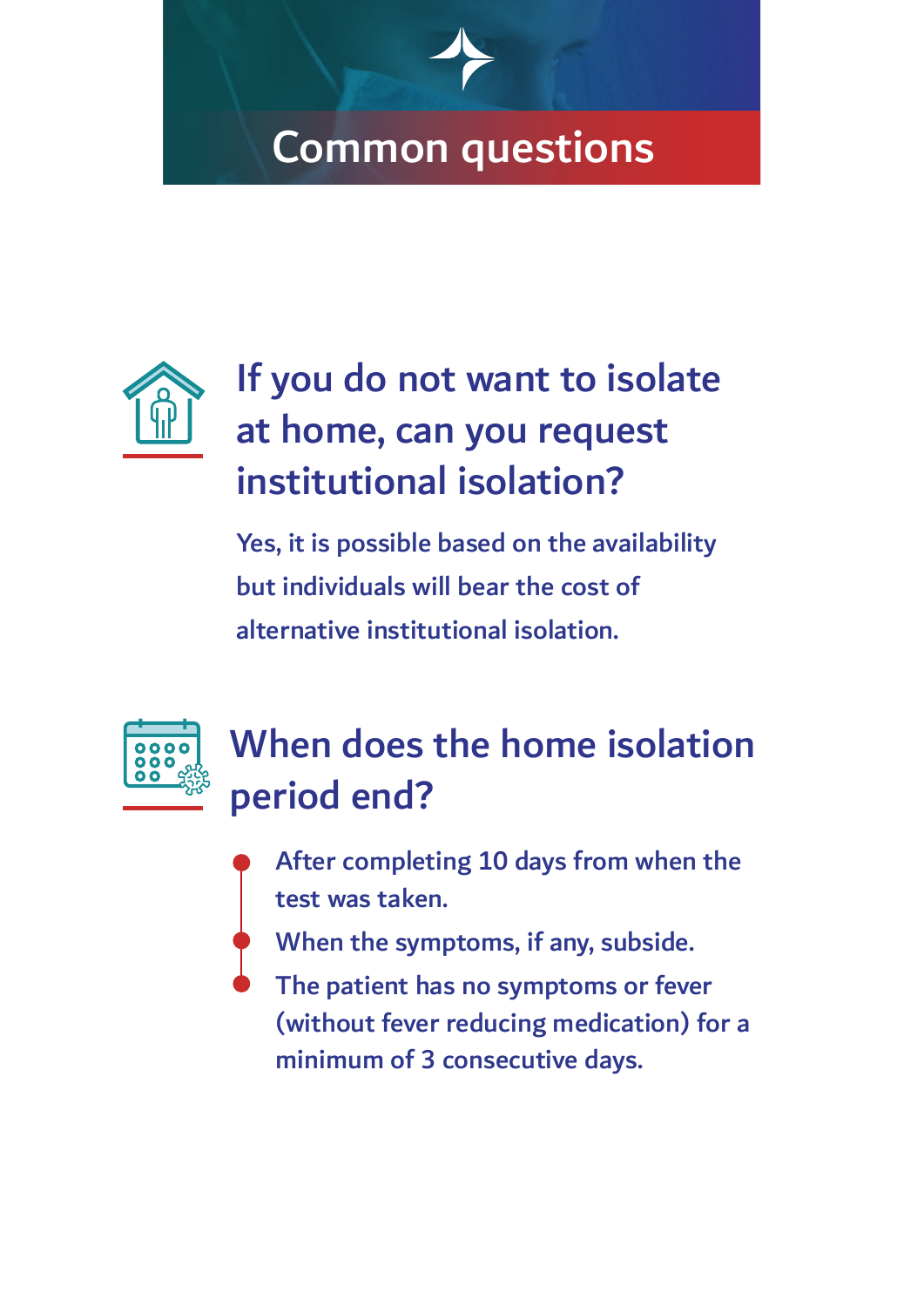# Common questions

## If you do not want to isolate at home, can you request institutional isolation?

Yes, it is possible based on the availability but individuals will bear the cost of alternative institutional isolation.

## When does the home isolation period end?

- After completing 10 days from when the test was taken.
- When the symptoms, if any, subside.
- The patient has no symptoms or fever (without fever reducing medication) for a minimum of 3 consecutive days.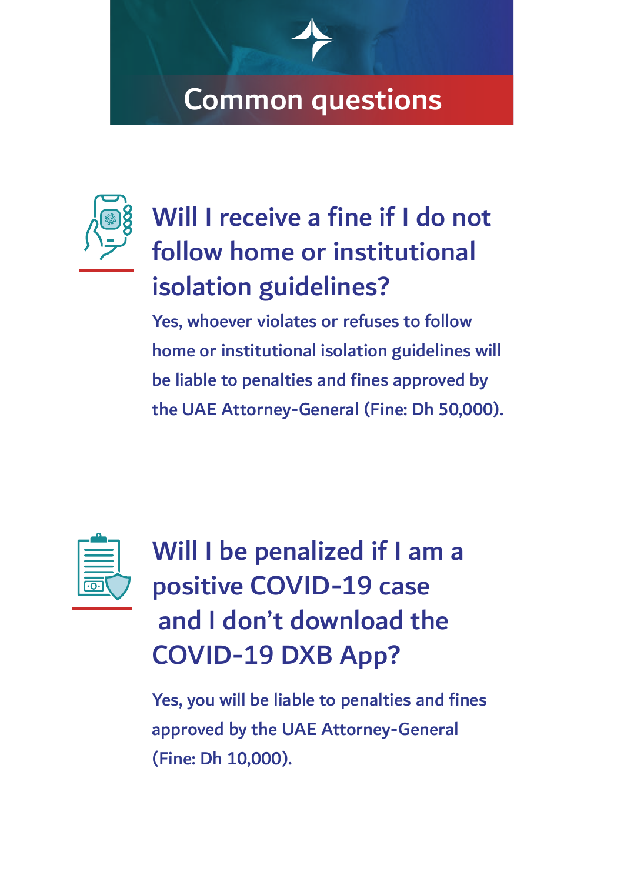# Common questions

## Will I receive a fine if I do not follow home or institutional isolation guidelines?

Yes, whoever violates or refuses to follow home or institutional isolation guidelines will be liable to penalties and fines approved by the UAE Attorney-General (Fine: Dh 50,000).

## Will I be penalized if I am a positive COVID-19 case and I don't download the COVID-19 DXB App?

Yes, you will be liable to penalties and fines approved by the UAE Attorney-General (Fine: Dh 10,000).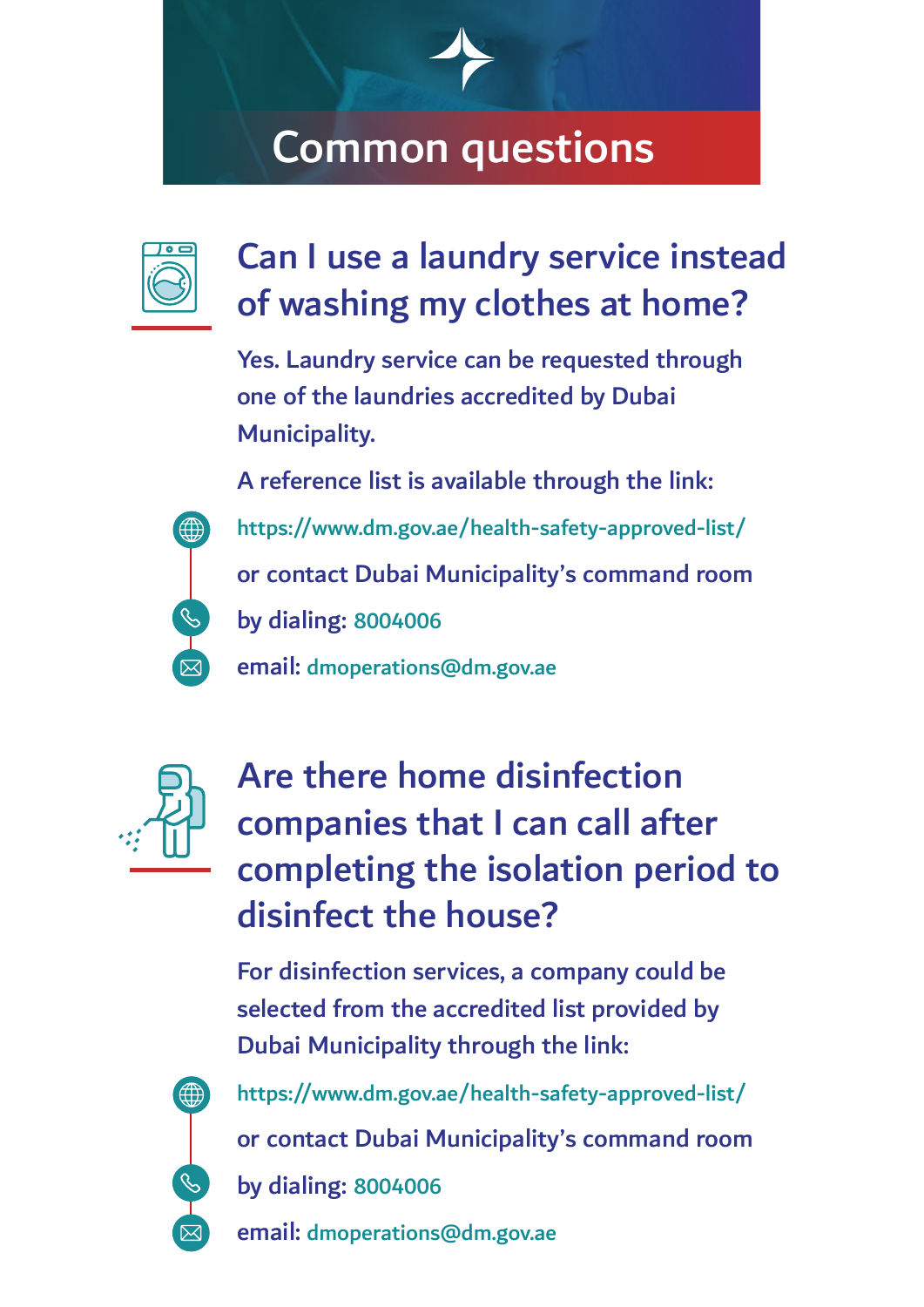# Common questions

## Can I use a laundry service instead of washing my clothes at home?

Yes. Laundry service can be requested through one of the laundries accredited by Dubai Municipality.

A reference list is available through the link:

https://www.dm.gov.ae/health-safety-approved-list/

or contact Dubai Municipality's command room

by dialing: 8004006

email: dmoperations@dm.gov.ae

## Are there home disinfection companies that I can call after completing the isolation period to disinfect the house?

For disinfection services, a company could be selected from the accredited list provided by Dubai Municipality through the link:

https://www.dm.gov.ae/health-safety-approved-list/

or contact Dubai Municipality's command room

by dialing: 8004006

email: dmoperations@dm.gov.ae